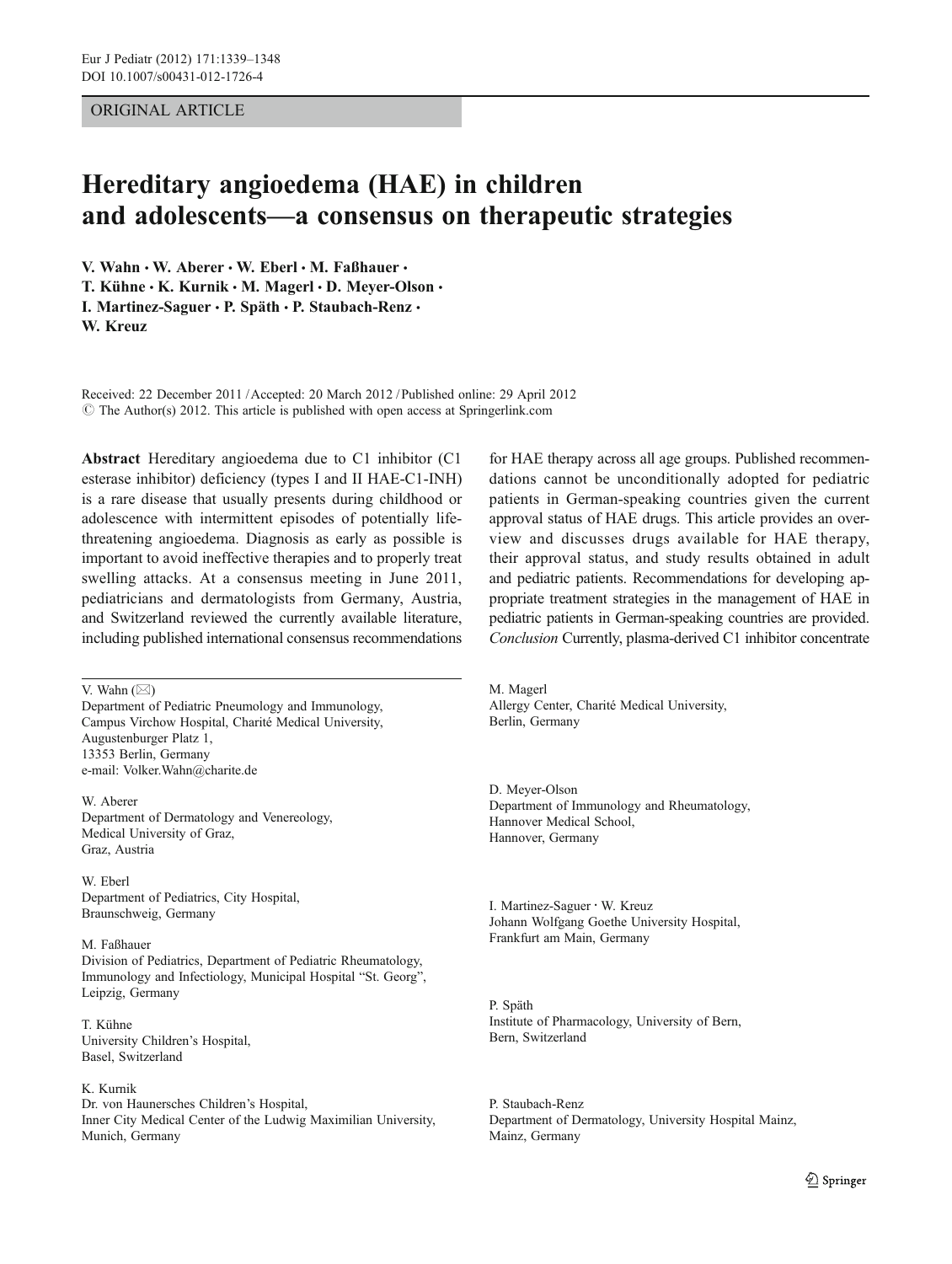ORIGINAL ARTICLE

# Hereditary angioedema (HAE) in children and adolescents—a consensus on therapeutic strategies

**V. Wahn · W. Aberer · W. Eberl · M. Faßhauer · T. Kühne · K. Kurnik · M. Magerl · D. Meyer-Olson · I. Martinez-Saguer · P. Späth · P. Staubach-Renz · W. Kreuz**

Received: 22 December 2011 / Accepted: 20 March 2012 / Published online: 29 April 2012
© The Author(s) 2012. This article is published with open access at Springerlink.com

**Abstract** Hereditary angioedema due to C1 inhibitor (C1 esterase inhibitor) deficiency (types I and II HAE-C1-INH) is a rare disease that usually presents during childhood or adolescence with intermittent episodes of potentially life-threatening angioedema. Diagnosis as early as possible is important to avoid ineffective therapies and to properly treat swelling attacks. At a consensus meeting in June 2011, pediatricians and dermatologists from Germany, Austria, and Switzerland reviewed the currently available literature, including published international consensus recommendations for HAE therapy across all age groups. Published recommendations cannot be unconditionally adopted for pediatric patients in German-speaking countries given the current approval status of HAE drugs. This article provides an overview and discusses drugs available for HAE therapy, their approval status, and study results obtained in adult and pediatric patients. Recommendations for developing appropriate treatment strategies in the management of HAE in pediatric patients in German-speaking countries are provided. *Conclusion* Currently, plasma-derived C1 inhibitor concentrate

V. Wahn (✉)
Department of Pediatric Pneumology and Immunology,
Campus Virchow Hospital, Charité Medical University,
Augustenburger Platz 1,
13353 Berlin, Germany
e-mail: Volker.Wahn@charite.de

W. Aberer
Department of Dermatology and Venereology,
Medical University of Graz,
Graz, Austria

W. Eberl
Department of Pediatrics, City Hospital,
Braunschweig, Germany

M. Faßhauer
Division of Pediatrics, Department of Pediatric Rheumatology,
Immunology and Infectiology, Municipal Hospital "St. Georg",
Leipzig, Germany

T. Kühne
University Children's Hospital,
Basel, Switzerland

K. Kurnik
Dr. von Haunersches Children's Hospital,
Inner City Medical Center of the Ludwig Maximilian University,
Munich, Germany

M. Magerl
Allergy Center, Charité Medical University,
Berlin, Germany

D. Meyer-Olson
Department of Immunology and Rheumatology,
Hannover Medical School,
Hannover, Germany

I. Martinez-Saguer · W. Kreuz
Johann Wolfgang Goethe University Hospital,
Frankfurt am Main, Germany

P. Späth
Institute of Pharmacology, University of Bern,
Bern, Switzerland

P. Staubach-Renz
Department of Dermatology, University Hospital Mainz,
Mainz, Germany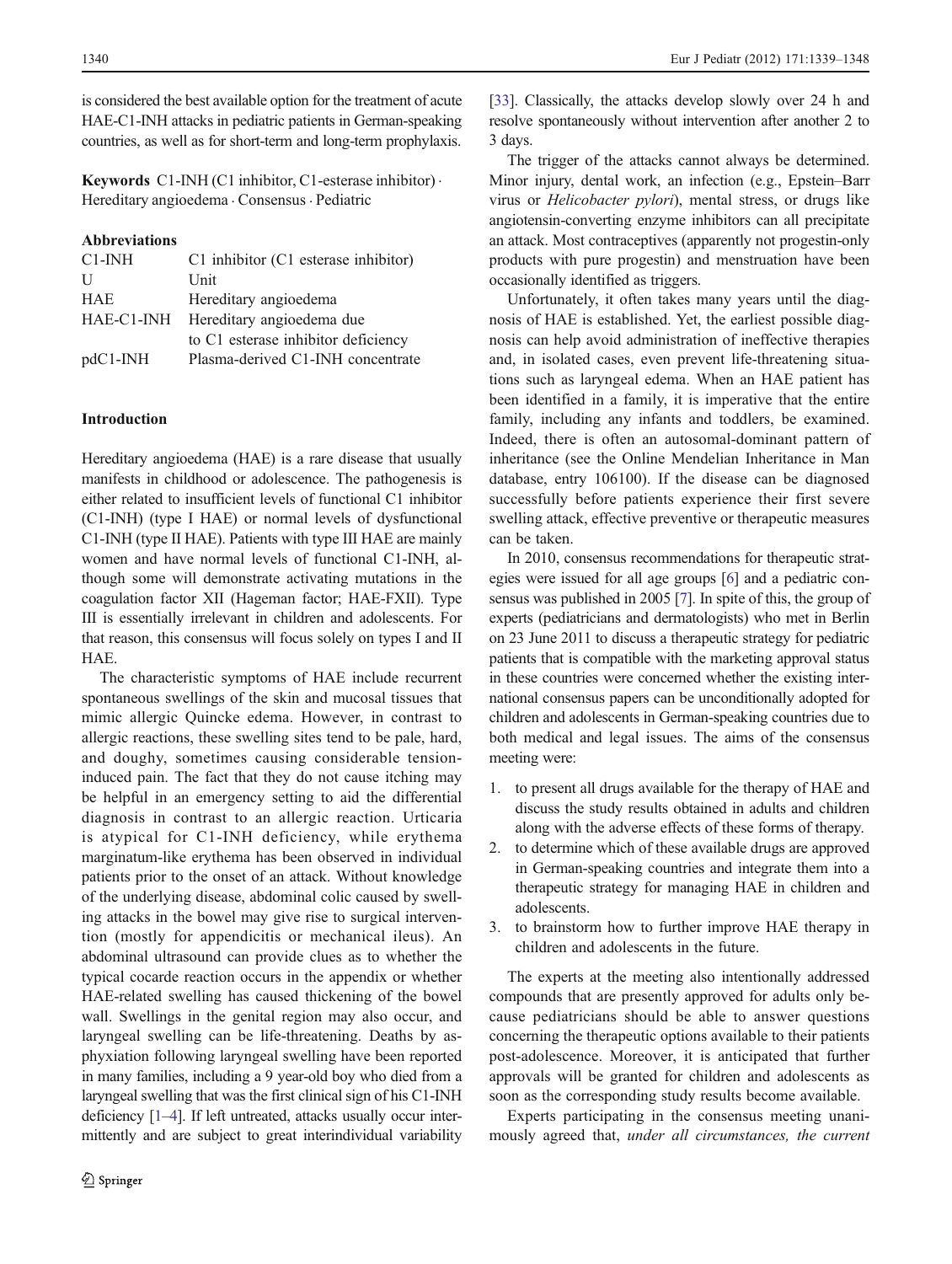is considered the best available option for the treatment of acute HAE-C1-INH attacks in pediatric patients in German-speaking countries, as well as for short-term and long-term prophylaxis.

**Keywords** C1-INH (C1 inhibitor, C1-esterase inhibitor) · Hereditary angioedema · Consensus · Pediatric

**Abbreviations**

| | |
|---|---|
| C1-INH | C1 inhibitor (C1 esterase inhibitor) |
| U | Unit |
| HAE | Hereditary angioedema |
| HAE-C1-INH | Hereditary angioedema due to C1 esterase inhibitor deficiency |
| pdC1-INH | Plasma-derived C1-INH concentrate |

## Introduction

Hereditary angioedema (HAE) is a rare disease that usually manifests in childhood or adolescence. The pathogenesis is either related to insufficient levels of functional C1 inhibitor (C1-INH) (type I HAE) or normal levels of dysfunctional C1-INH (type II HAE). Patients with type III HAE are mainly women and have normal levels of functional C1-INH, although some will demonstrate activating mutations in the coagulation factor XII (Hageman factor; HAE-FXII). Type III is essentially irrelevant in children and adolescents. For that reason, this consensus will focus solely on types I and II HAE.

The characteristic symptoms of HAE include recurrent spontaneous swellings of the skin and mucosal tissues that mimic allergic Quincke edema. However, in contrast to allergic reactions, these swelling sites tend to be pale, hard, and doughy, sometimes causing considerable tension-induced pain. The fact that they do not cause itching may be helpful in an emergency setting to aid the differential diagnosis in contrast to an allergic reaction. Urticaria is atypical for C1-INH deficiency, while erythema marginatum-like erythema has been observed in individual patients prior to the onset of an attack. Without knowledge of the underlying disease, abdominal colic caused by swelling attacks in the bowel may give rise to surgical intervention (mostly for appendicitis or mechanical ileus). An abdominal ultrasound can provide clues as to whether the typical cocarde reaction occurs in the appendix or whether HAE-related swelling has caused thickening of the bowel wall. Swellings in the genital region may also occur, and laryngeal swelling can be life-threatening. Deaths by asphyxiation following laryngeal swelling have been reported in many families, including a 9 year-old boy who died from a laryngeal swelling that was the first clinical sign of his C1-INH deficiency [1–4]. If left untreated, attacks usually occur intermittently and are subject to great interindividual variability [33]. Classically, the attacks develop slowly over 24 h and resolve spontaneously without intervention after another 2 to 3 days.

The trigger of the attacks cannot always be determined. Minor injury, dental work, an infection (e.g., Epstein–Barr virus or *Helicobacter pylori*), mental stress, or drugs like angiotensin-converting enzyme inhibitors can all precipitate an attack. Most contraceptives (apparently not progestin-only products with pure progestin) and menstruation have been occasionally identified as triggers.

Unfortunately, it often takes many years until the diagnosis of HAE is established. Yet, the earliest possible diagnosis can help avoid administration of ineffective therapies and, in isolated cases, even prevent life-threatening situations such as laryngeal edema. When an HAE patient has been identified in a family, it is imperative that the entire family, including any infants and toddlers, be examined. Indeed, there is often an autosomal-dominant pattern of inheritance (see the Online Mendelian Inheritance in Man database, entry 106100). If the disease can be diagnosed successfully before patients experience their first severe swelling attack, effective preventive or therapeutic measures can be taken.

In 2010, consensus recommendations for therapeutic strategies were issued for all age groups [6] and a pediatric consensus was published in 2005 [7]. In spite of this, the group of experts (pediatricians and dermatologists) who met in Berlin on 23 June 2011 to discuss a therapeutic strategy for pediatric patients that is compatible with the marketing approval status in these countries were concerned whether the existing international consensus papers can be unconditionally adopted for children and adolescents in German-speaking countries due to both medical and legal issues. The aims of the consensus meeting were:

1. to present all drugs available for the therapy of HAE and discuss the study results obtained in adults and children along with the adverse effects of these forms of therapy.
2. to determine which of these available drugs are approved in German-speaking countries and integrate them into a therapeutic strategy for managing HAE in children and adolescents.
3. to brainstorm how to further improve HAE therapy in children and adolescents in the future.

The experts at the meeting also intentionally addressed compounds that are presently approved for adults only because pediatricians should be able to answer questions concerning the therapeutic options available to their patients post-adolescence. Moreover, it is anticipated that further approvals will be granted for children and adolescents as soon as the corresponding study results become available.

Experts participating in the consensus meeting unanimously agreed that, *under all circumstances, the current*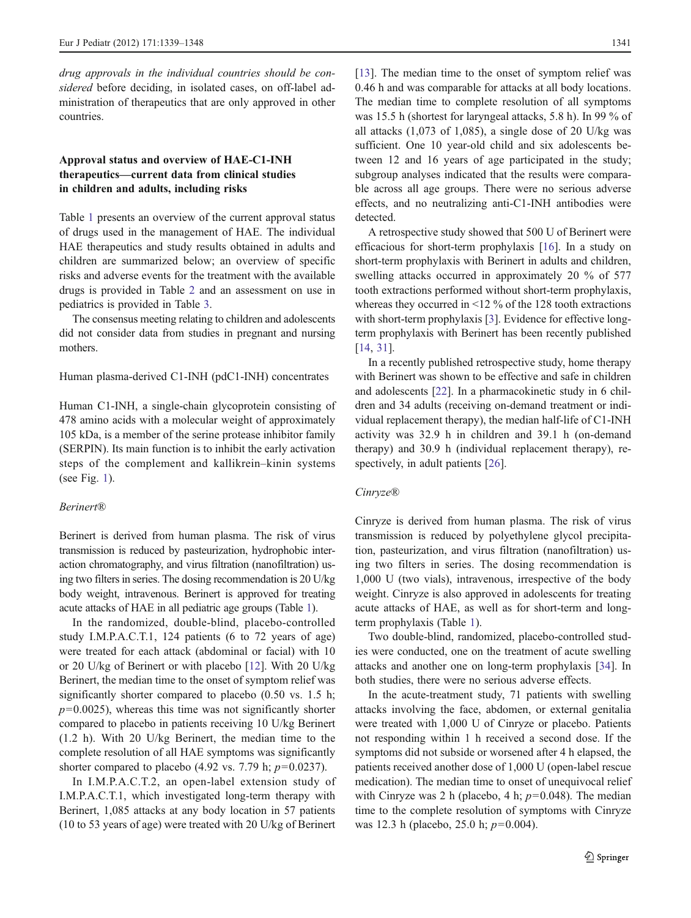*drug approvals in the individual countries should be considered* before deciding, in isolated cases, on off-label administration of therapeutics that are only approved in other countries.

## Approval status and overview of HAE-C1-INH therapeutics—current data from clinical studies in children and adults, including risks

Table 1 presents an overview of the current approval status of drugs used in the management of HAE. The individual HAE therapeutics and study results obtained in adults and children are summarized below; an overview of specific risks and adverse events for the treatment with the available drugs is provided in Table 2 and an assessment on use in pediatrics is provided in Table 3.

The consensus meeting relating to children and adolescents did not consider data from studies in pregnant and nursing mothers.

### Human plasma-derived C1-INH (pdC1-INH) concentrates

Human C1-INH, a single-chain glycoprotein consisting of 478 amino acids with a molecular weight of approximately 105 kDa, is a member of the serine protease inhibitor family (SERPIN). Its main function is to inhibit the early activation steps of the complement and kallikrein–kinin systems (see Fig. 1).

#### *Berinert®*

Berinert is derived from human plasma. The risk of virus transmission is reduced by pasteurization, hydrophobic interaction chromatography, and virus filtration (nanofiltration) using two filters in series. The dosing recommendation is 20 U/kg body weight, intravenous. Berinert is approved for treating acute attacks of HAE in all pediatric age groups (Table 1).

In the randomized, double-blind, placebo-controlled study I.M.P.A.C.T.1, 124 patients (6 to 72 years of age) were treated for each attack (abdominal or facial) with 10 or 20 U/kg of Berinert or with placebo [12]. With 20 U/kg Berinert, the median time to the onset of symptom relief was significantly shorter compared to placebo (0.50 vs. 1.5 h; $p=0.0025$), whereas this time was not significantly shorter compared to placebo in patients receiving 10 U/kg Berinert (1.2 h). With 20 U/kg Berinert, the median time to the complete resolution of all HAE symptoms was significantly shorter compared to placebo (4.92 vs. 7.79 h; $p=0.0237$).

In I.M.P.A.C.T.2, an open-label extension study of I.M.P.A.C.T.1, which investigated long-term therapy with Berinert, 1,085 attacks at any body location in 57 patients (10 to 53 years of age) were treated with 20 U/kg of Berinert [13]. The median time to the onset of symptom relief was 0.46 h and was comparable for attacks at all body locations. The median time to complete resolution of all symptoms was 15.5 h (shortest for laryngeal attacks, 5.8 h). In 99 % of all attacks (1,073 of 1,085), a single dose of 20 U/kg was sufficient. One 10 year-old child and six adolescents between 12 and 16 years of age participated in the study; subgroup analyses indicated that the results were comparable across all age groups. There were no serious adverse effects, and no neutralizing anti-C1-INH antibodies were detected.

A retrospective study showed that 500 U of Berinert were efficacious for short-term prophylaxis [16]. In a study on short-term prophylaxis with Berinert in adults and children, swelling attacks occurred in approximately 20 % of 577 tooth extractions performed without short-term prophylaxis, whereas they occurred in <12 % of the 128 tooth extractions with short-term prophylaxis [3]. Evidence for effective long-term prophylaxis with Berinert has been recently published [14, 31].

In a recently published retrospective study, home therapy with Berinert was shown to be effective and safe in children and adolescents [22]. In a pharmacokinetic study in 6 children and 34 adults (receiving on-demand treatment or individual replacement therapy), the median half-life of C1-INH activity was 32.9 h in children and 39.1 h (on-demand therapy) and 30.9 h (individual replacement therapy), respectively, in adult patients [26].

#### *Cinryze®*

Cinryze is derived from human plasma. The risk of virus transmission is reduced by polyethylene glycol precipitation, pasteurization, and virus filtration (nanofiltration) using two filters in series. The dosing recommendation is 1,000 U (two vials), intravenous, irrespective of the body weight. Cinryze is also approved in adolescents for treating acute attacks of HAE, as well as for short-term and long-term prophylaxis (Table 1).

Two double-blind, randomized, placebo-controlled studies were conducted, one on the treatment of acute swelling attacks and another one on long-term prophylaxis [34]. In both studies, there were no serious adverse effects.

In the acute-treatment study, 71 patients with swelling attacks involving the face, abdomen, or external genitalia were treated with 1,000 U of Cinryze or placebo. Patients not responding within 1 h received a second dose. If the symptoms did not subside or worsened after 4 h elapsed, the patients received another dose of 1,000 U (open-label rescue medication). The median time to onset of unequivocal relief with Cinryze was 2 h (placebo, 4 h; $p=0.048$). The median time to the complete resolution of symptoms with Cinryze was 12.3 h (placebo, 25.0 h; $p=0.004$).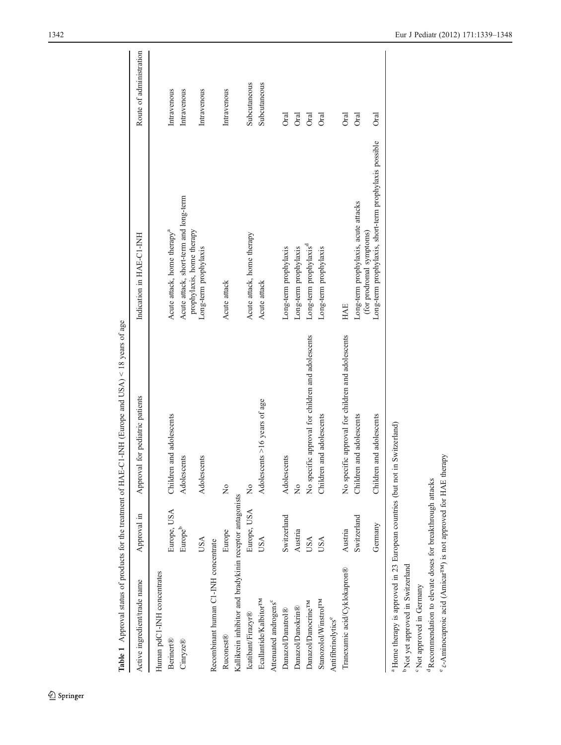**Table 1** Approval status of products for the treatment of HAE-C1-INH (Europe and USA) < 18 years of age

| Active ingredient/trade name | Approval in | Approval for pediatric patients | Indication in HAE-C1-INH | Route of administration |
|---|---|---|---|---|
| Human pdC1-INH concentrates | | | | |
| Berinert® | Europe, USA | Children and adolescents | Acute attack, home therapy[a] | Intravenous |
| Cinryze® | Europe[b] | Adolescents | Acute attack, short-term and long-term prophylaxis, home therapy | Intravenous |
| | USA | Adolescents | Long-term prophylaxis | Intravenous |
| Recombinant human C1-INH concentrate | | | | |
| Ruconest® | Europe | No | Acute attack | Intravenous |
| Kallikrein inhibitor and bradykinin receptor antagonists | | | | |
| Icatibant/Firazyr® | Europe, USA | No | Acute attack, home therapy | Subcutaneous |
| Ecallantide/Kalbitor™ | USA | Adolescents >16 years of age | Acute attack | Subcutaneous |
| Attenuated androgens[c] | | | | |
| Danazol/Danatrol® | Switzerland | Adolescents | Long-term prophylaxis | Oral |
| Danazol/Danokrin® | Austria | No | Long-term prophylaxis | Oral |
| Danazol/Danocrine™ | USA | No specific approval for children and adolescents | Long-term prophylaxis[d] | Oral |
| Stanozolol/Winstrol™ | USA | Children and adolescents | Long-term prophylaxis | Oral |
| Antifibrinolytics[e] | | | | |
| Tranexamic acid/Cyklokapron® | Austria | No specific approval for children and adolescents | HAE | Oral |
| | Switzerland | Children and adolescents | Long-term prophylaxis, acute attacks (for prodromal symptoms) | Oral |
| | Germany | Children and adolescents | Long-term prophylaxis, short-term prophylaxis possible | Oral |

[a] Home therapy is approved in 23 European countries (but not in Switzerland)

[b] Not yet approved in Switzerland

[c] Not approved in Germany

[d] Recommendation to elevate doses for breakthrough attacks

[e] ε-Aminocaproic acid (Amicar™) is not approved for HAE therapy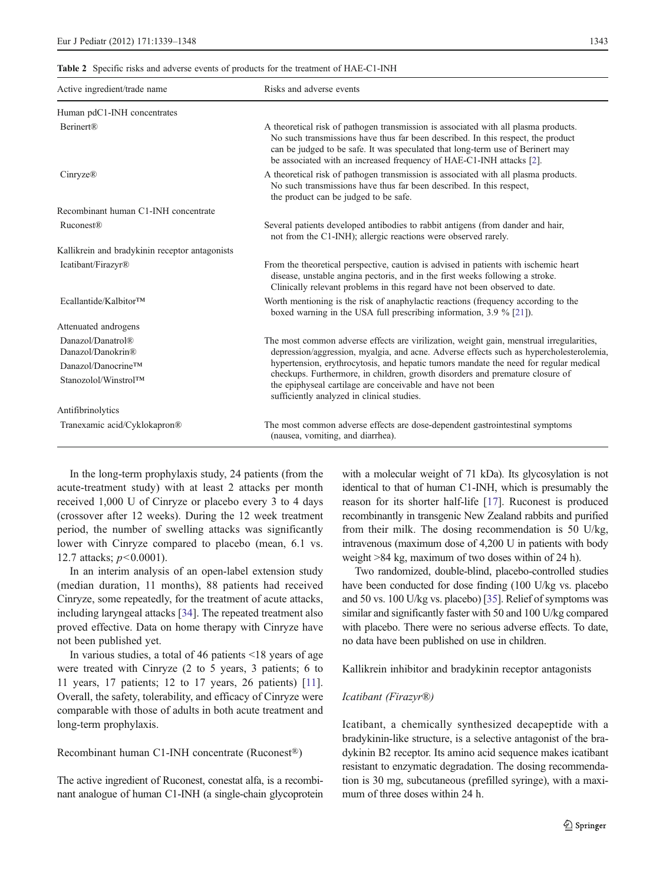**Table 2** Specific risks and adverse events of products for the treatment of HAE-C1-INH

| Active ingredient/trade name | Risks and adverse events |
| --- | --- |
| Human pdC1-INH concentrates | |
| Berinert® | A theoretical risk of pathogen transmission is associated with all plasma products. No such transmissions have thus far been described. In this respect, the product can be judged to be safe. It was speculated that long-term use of Berinert may be associated with an increased frequency of HAE-C1-INH attacks [2]. |
| Cinryze® | A theoretical risk of pathogen transmission is associated with all plasma products. No such transmissions have thus far been described. In this respect, the product can be judged to be safe. |
| Recombinant human C1-INH concentrate | |
| Ruconest® | Several patients developed antibodies to rabbit antigens (from dander and hair, not from the C1-INH); allergic reactions were observed rarely. |
| Kallikrein and bradykinin receptor antagonists | |
| Icatibant/Firazyr® | From the theoretical perspective, caution is advised in patients with ischemic heart disease, unstable angina pectoris, and in the first weeks following a stroke. Clinically relevant problems in this regard have not been observed to date. |
| Ecallantide/Kalbitor™ | Worth mentioning is the risk of anaphylactic reactions (frequency according to the boxed warning in the USA full prescribing information, 3.9 % [21]). |
| Attenuated androgens | |
| Danazol/Danatrol®<br>Danazol/Danokrin®<br>Danazol/Danocrine™<br>Stanozolol/Winstrol™ | The most common adverse effects are virilization, weight gain, menstrual irregularities, depression/aggression, myalgia, and acne. Adverse effects such as hypercholesterolemia, hypertension, erythrocytosis, and hepatic tumors mandate the need for regular medical checkups. Furthermore, in children, growth disorders and premature closure of the epiphyseal cartilage are conceivable and have not been sufficiently analyzed in clinical studies. |
| Antifibrinolytics | |
| Tranexamic acid/Cyklokapron® | The most common adverse effects are dose-dependent gastrointestinal symptoms (nausea, vomiting, and diarrhea). |

In the long-term prophylaxis study, 24 patients (from the acute-treatment study) with at least 2 attacks per month received 1,000 U of Cinryze or placebo every 3 to 4 days (crossover after 12 weeks). During the 12 week treatment period, the number of swelling attacks was significantly lower with Cinryze compared to placebo (mean, 6.1 vs. 12.7 attacks; $p<0.0001$).

In an interim analysis of an open-label extension study (median duration, 11 months), 88 patients had received Cinryze, some repeatedly, for the treatment of acute attacks, including laryngeal attacks [34]. The repeated treatment also proved effective. Data on home therapy with Cinryze have not been published yet.

In various studies, a total of 46 patients <18 years of age were treated with Cinryze (2 to 5 years, 3 patients; 6 to 11 years, 17 patients; 12 to 17 years, 26 patients) [11]. Overall, the safety, tolerability, and efficacy of Cinryze were comparable with those of adults in both acute treatment and long-term prophylaxis.

### Recombinant human C1-INH concentrate (Ruconest®)

The active ingredient of Ruconest, conestat alfa, is a recombinant analogue of human C1-INH (a single-chain glycoprotein with a molecular weight of 71 kDa). Its glycosylation is not identical to that of human C1-INH, which is presumably the reason for its shorter half-life [17]. Ruconest is produced recombinantly in transgenic New Zealand rabbits and purified from their milk. The dosing recommendation is 50 U/kg, intravenous (maximum dose of 4,200 U in patients with body weight >84 kg, maximum of two doses within of 24 h).

Two randomized, double-blind, placebo-controlled studies have been conducted for dose finding (100 U/kg vs. placebo and 50 vs. 100 U/kg vs. placebo) [35]. Relief of symptoms was similar and significantly faster with 50 and 100 U/kg compared with placebo. There were no serious adverse effects. To date, no data have been published on use in children.

### Kallikrein inhibitor and bradykinin receptor antagonists

#### *Icatibant (Firazyr®)*

Icatibant, a chemically synthesized decapeptide with a bradykinin-like structure, is a selective antagonist of the bradykinin B2 receptor. Its amino acid sequence makes icatibant resistant to enzymatic degradation. The dosing recommendation is 30 mg, subcutaneous (prefilled syringe), with a maximum of three doses within 24 h.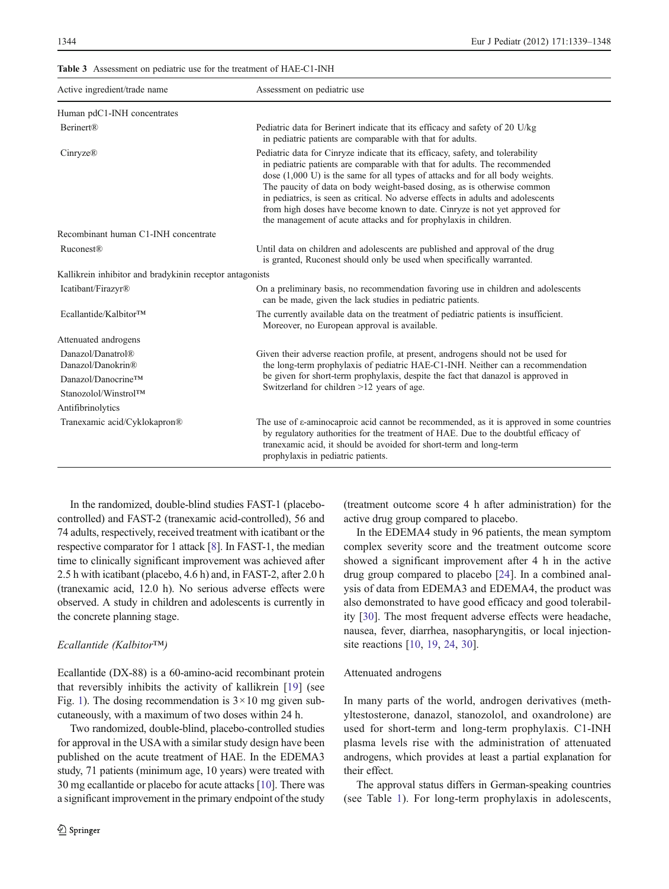**Table 3** Assessment on pediatric use for the treatment of HAE-C1-INH

| Active ingredient/trade name | Assessment on pediatric use |
|---|---|
| Human pdC1-INH concentrates | |
| Berinert® | Pediatric data for Berinert indicate that its efficacy and safety of 20 U/kg in pediatric patients are comparable with that for adults. |
| Cinryze® | Pediatric data for Cinryze indicate that its efficacy, safety, and tolerability in pediatric patients are comparable with that for adults. The recommended dose (1,000 U) is the same for all types of attacks and for all body weights. The paucity of data on body weight-based dosing, as is otherwise common in pediatrics, is seen as critical. No adverse effects in adults and adolescents from high doses have become known to date. Cinryze is not yet approved for the management of acute attacks and for prophylaxis in children. |
| Recombinant human C1-INH concentrate | |
| Ruconest® | Until data on children and adolescents are published and approval of the drug is granted, Ruconest should only be used when specifically warranted. |
| Kallikrein inhibitor and bradykinin receptor antagonists | |
| Icatibant/Firazyr® | On a preliminary basis, no recommendation favoring use in children and adolescents can be made, given the lack studies in pediatric patients. |
| Ecallantide/Kalbitor™ | The currently available data on the treatment of pediatric patients is insufficient. Moreover, no European approval is available. |
| Attenuated androgens | |
| Danazol/Danatrol®<br>Danazol/Danokrin®<br>Danazol/Danocrine™<br>Stanozolol/Winstrol™ | Given their adverse reaction profile, at present, androgens should not be used for the long-term prophylaxis of pediatric HAE-C1-INH. Neither can a recommendation be given for short-term prophylaxis, despite the fact that danazol is approved in Switzerland for children >12 years of age. |
| Antifibrinolytics | |
| Tranexamic acid/Cyklokapron® | The use of ε-aminocaproic acid cannot be recommended, as it is approved in some countries by regulatory authorities for the treatment of HAE. Due to the doubtful efficacy of tranexamic acid, it should be avoided for short-term and long-term prophylaxis in pediatric patients. |

In the randomized, double-blind studies FAST-1 (placebo-controlled) and FAST-2 (tranexamic acid-controlled), 56 and 74 adults, respectively, received treatment with icatibant or the respective comparator for 1 attack [8]. In FAST-1, the median time to clinically significant improvement was achieved after 2.5 h with icatibant (placebo, 4.6 h) and, in FAST-2, after 2.0 h (tranexamic acid, 12.0 h). No serious adverse effects were observed. A study in children and adolescents is currently in the concrete planning stage.

*Ecallantide (Kalbitor™)*

Ecallantide (DX-88) is a 60-amino-acid recombinant protein that reversibly inhibits the activity of kallikrein [19] (see Fig. 1). The dosing recommendation is $3 \times 10$ mg given subcutaneously, with a maximum of two doses within 24 h.

Two randomized, double-blind, placebo-controlled studies for approval in the USA with a similar study design have been published on the acute treatment of HAE. In the EDEMA3 study, 71 patients (minimum age, 10 years) were treated with 30 mg ecallantide or placebo for acute attacks [10]. There was a significant improvement in the primary endpoint of the study (treatment outcome score 4 h after administration) for the active drug group compared to placebo.

In the EDEMA4 study in 96 patients, the mean symptom complex severity score and the treatment outcome score showed a significant improvement after 4 h in the active drug group compared to placebo [24]. In a combined analysis of data from EDEMA3 and EDEMA4, the product was also demonstrated to have good efficacy and good tolerability [30]. The most frequent adverse effects were headache, nausea, fever, diarrhea, nasopharyngitis, or local injection-site reactions [10, 19, 24, 30].

Attenuated androgens

In many parts of the world, androgen derivatives (methyltestosterone, danazol, stanozolol, and oxandrolone) are used for short-term and long-term prophylaxis. C1-INH plasma levels rise with the administration of attenuated androgens, which provides at least a partial explanation for their effect.

The approval status differs in German-speaking countries (see Table 1). For long-term prophylaxis in adolescents,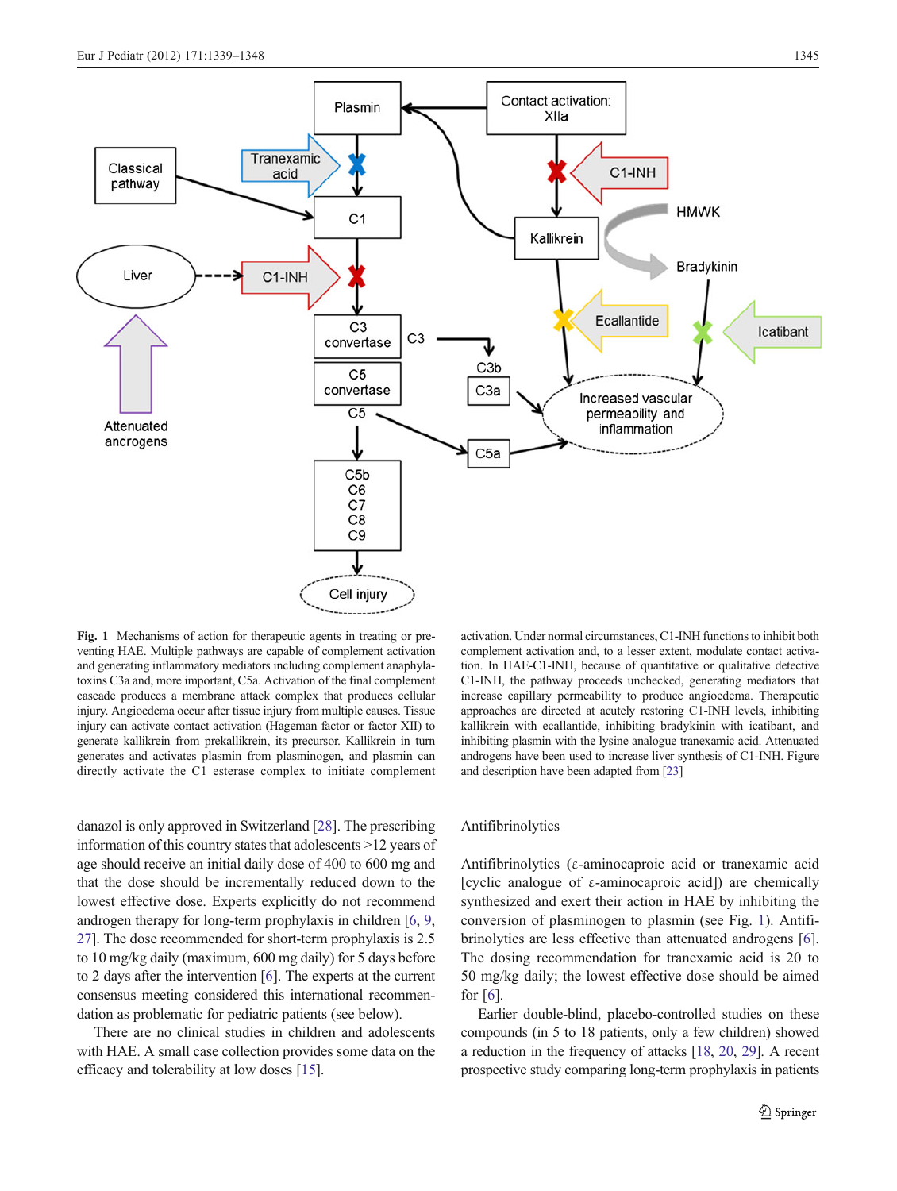**Fig. 1** Mechanisms of action for therapeutic agents in treating or preventing HAE. Multiple pathways are capable of complement activation and generating inflammatory mediators including complement anaphylatoxins C3a and, more important, C5a. Activation of the final complement cascade produces a membrane attack complex that produces cellular injury. Angioedema occur after tissue injury from multiple causes. Tissue injury can activate contact activation (Hageman factor or factor XII) to generate kallikrein from prekallikrein, its precursor. Kallikrein in turn generates and activates plasmin from plasminogen, and plasmin can directly activate the C1 esterase complex to initiate complement activation. Under normal circumstances, C1-INH functions to inhibit both complement activation and, to a lesser extent, modulate contact activation. In HAE-C1-INH, because of quantitative or qualitative detective C1-INH, the pathway proceeds unchecked, generating mediators that increase capillary permeability to produce angioedema. Therapeutic approaches are directed at acutely restoring C1-INH levels, inhibiting kallikrein with ecallantide, inhibiting bradykinin with icatibant, and inhibiting plasmin with the lysine analogue tranexamic acid. Attenuated androgens have been used to increase liver synthesis of C1-INH. Figure and description have been adapted from [23]

danazol is only approved in Switzerland [28]. The prescribing information of this country states that adolescents >12 years of age should receive an initial daily dose of 400 to 600 mg and that the dose should be incrementally reduced down to the lowest effective dose. Experts explicitly do not recommend androgen therapy for long-term prophylaxis in children [6, 9, 27]. The dose recommended for short-term prophylaxis is 2.5 to 10 mg/kg daily (maximum, 600 mg daily) for 5 days before to 2 days after the intervention [6]. The experts at the current consensus meeting considered this international recommendation as problematic for pediatric patients (see below).

There are no clinical studies in children and adolescents with HAE. A small case collection provides some data on the efficacy and tolerability at low doses [15].

## Antifibrinolytics

Antifibrinolytics (ε-aminocaproic acid or tranexamic acid [cyclic analogue of ε-aminocaproic acid]) are chemically synthesized and exert their action in HAE by inhibiting the conversion of plasminogen to plasmin (see Fig. 1). Antifibrinolytics are less effective than attenuated androgens [6]. The dosing recommendation for tranexamic acid is 20 to 50 mg/kg daily; the lowest effective dose should be aimed for [6].

Earlier double-blind, placebo-controlled studies on these compounds (in 5 to 18 patients, only a few children) showed a reduction in the frequency of attacks [18, 20, 29]. A recent prospective study comparing long-term prophylaxis in patients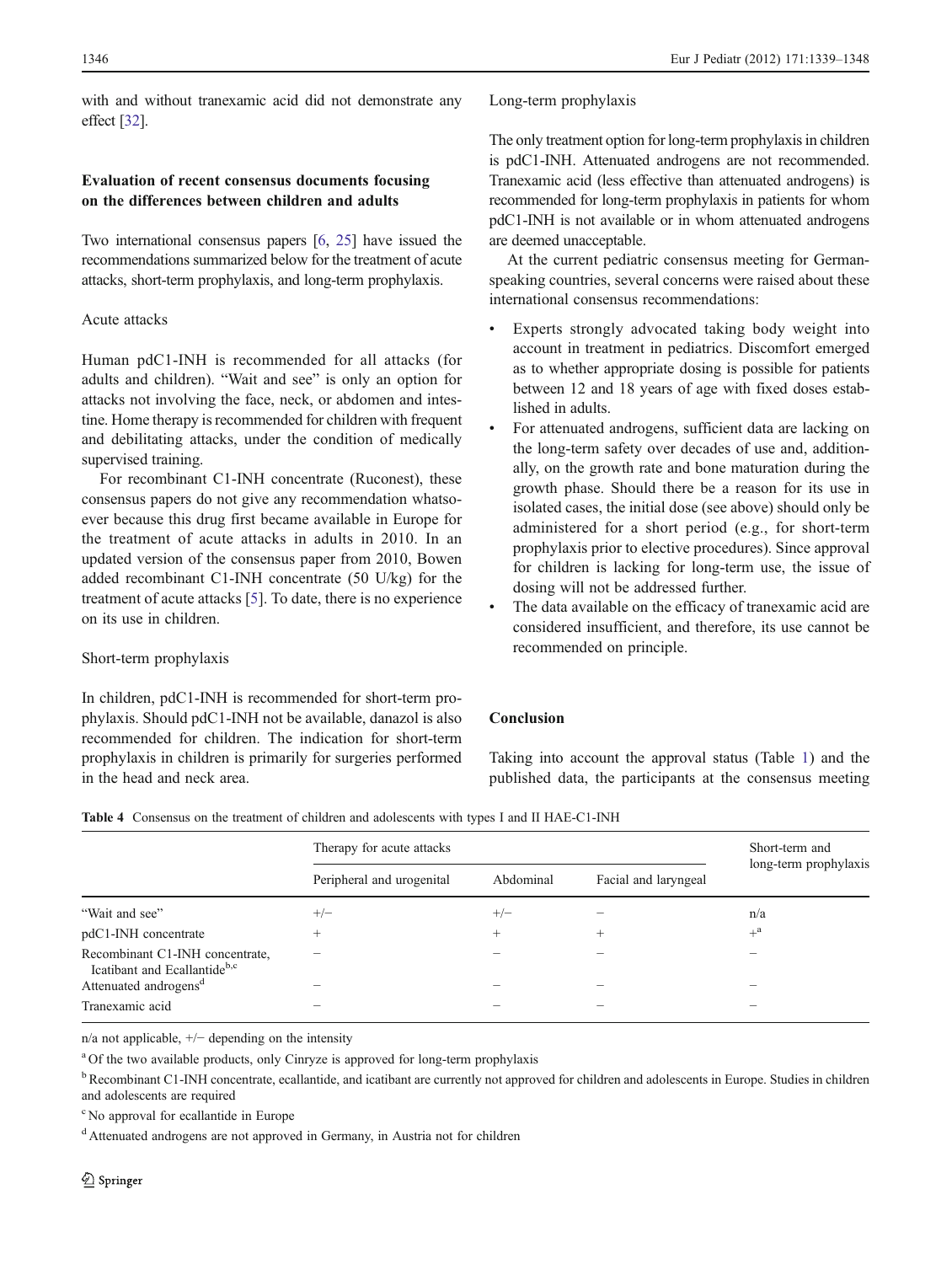with and without tranexamic acid did not demonstrate any effect [32].

## Evaluation of recent consensus documents focusing on the differences between children and adults

Two international consensus papers [6, 25] have issued the recommendations summarized below for the treatment of acute attacks, short-term prophylaxis, and long-term prophylaxis.

### Acute attacks

Human pdC1-INH is recommended for all attacks (for adults and children). "Wait and see" is only an option for attacks not involving the face, neck, or abdomen and intestine. Home therapy is recommended for children with frequent and debilitating attacks, under the condition of medically supervised training.

For recombinant C1-INH concentrate (Ruconest), these consensus papers do not give any recommendation whatsoever because this drug first became available in Europe for the treatment of acute attacks in adults in 2010. In an updated version of the consensus paper from 2010, Bowen added recombinant C1-INH concentrate (50 U/kg) for the treatment of acute attacks [5]. To date, there is no experience on its use in children.

### Short-term prophylaxis

In children, pdC1-INH is recommended for short-term prophylaxis. Should pdC1-INH not be available, danazol is also recommended for children. The indication for short-term prophylaxis in children is primarily for surgeries performed in the head and neck area.

### Long-term prophylaxis

The only treatment option for long-term prophylaxis in children is pdC1-INH. Attenuated androgens are not recommended. Tranexamic acid (less effective than attenuated androgens) is recommended for long-term prophylaxis in patients for whom pdC1-INH is not available or in whom attenuated androgens are deemed unacceptable.

At the current pediatric consensus meeting for German-speaking countries, several concerns were raised about these international consensus recommendations:

- Experts strongly advocated taking body weight into account in treatment in pediatrics. Discomfort emerged as to whether appropriate dosing is possible for patients between 12 and 18 years of age with fixed doses established in adults.
- For attenuated androgens, sufficient data are lacking on the long-term safety over decades of use and, additionally, on the growth rate and bone maturation during the growth phase. Should there be a reason for its use in isolated cases, the initial dose (see above) should only be administered for a short period (e.g., for short-term prophylaxis prior to elective procedures). Since approval for children is lacking for long-term use, the issue of dosing will not be addressed further.
- The data available on the efficacy of tranexamic acid are considered insufficient, and therefore, its use cannot be recommended on principle.

## Conclusion

Taking into account the approval status (Table 1) and the published data, the participants at the consensus meeting

**Table 4** Consensus on the treatment of children and adolescents with types I and II HAE-C1-INH

| | Therapy for acute attacks | | | Short-term and long-term prophylaxis |
|---|---|---|---|---|
| | Peripheral and urogenital | Abdominal | Facial and laryngeal | |
| "Wait and see" | +/− | +/− | − | n/a |
| pdC1-INH concentrate | + | + | + | +[a] |
| Recombinant C1-INH concentrate, Icatibant and Ecallantide[b,c] | − | − | − | − |
| Attenuated androgens[d] | − | − | − | − |
| Tranexamic acid | − | − | − | − |

n/a not applicable, +/− depending on the intensity

[a] Of the two available products, only Cinryze is approved for long-term prophylaxis

[b] Recombinant C1-INH concentrate, ecallantide, and icatibant are currently not approved for children and adolescents in Europe. Studies in children and adolescents are required

[c] No approval for ecallantide in Europe

[d] Attenuated androgens are not approved in Germany, in Austria not for children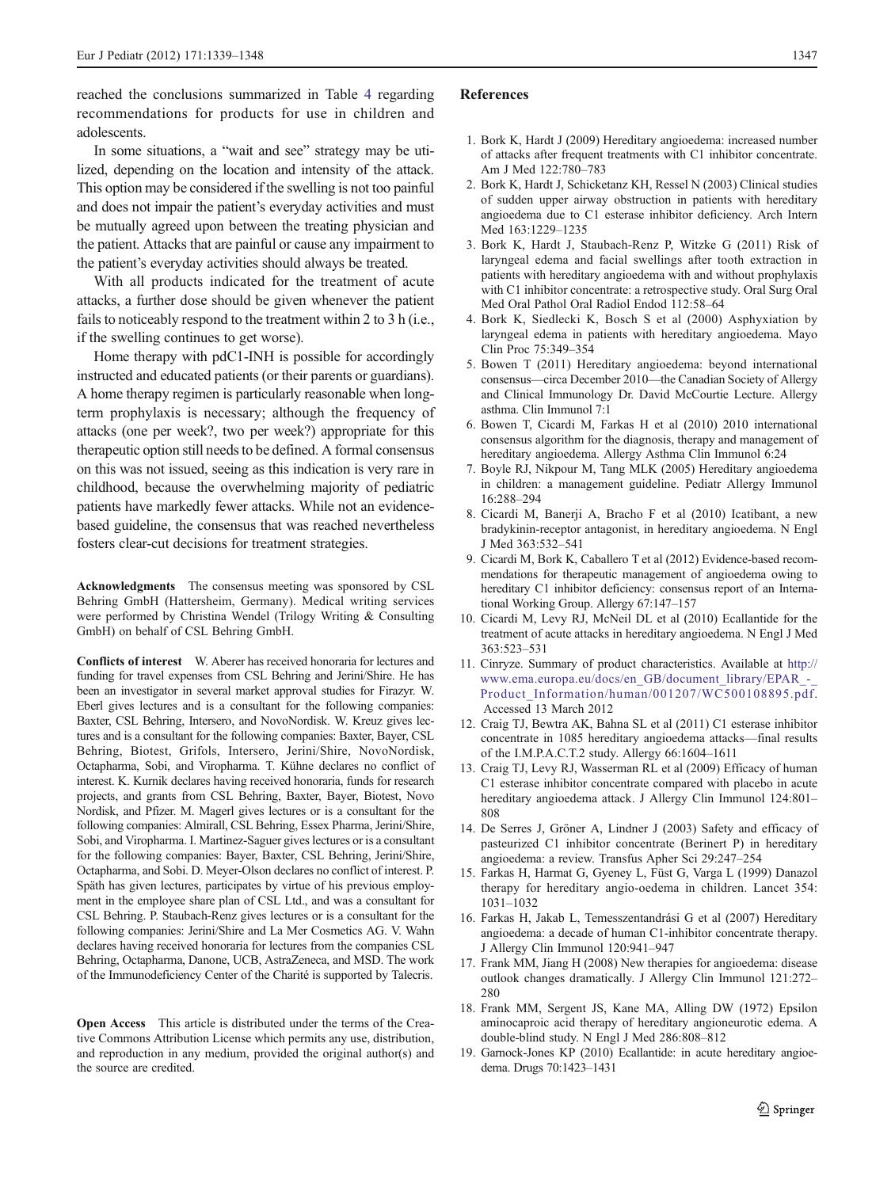reached the conclusions summarized in Table 4 regarding recommendations for products for use in children and adolescents.

In some situations, a "wait and see" strategy may be utilized, depending on the location and intensity of the attack. This option may be considered if the swelling is not too painful and does not impair the patient's everyday activities and must be mutually agreed upon between the treating physician and the patient. Attacks that are painful or cause any impairment to the patient's everyday activities should always be treated.

With all products indicated for the treatment of acute attacks, a further dose should be given whenever the patient fails to noticeably respond to the treatment within 2 to 3 h (i.e., if the swelling continues to get worse).

Home therapy with pdC1-INH is possible for accordingly instructed and educated patients (or their parents or guardians). A home therapy regimen is particularly reasonable when long-term prophylaxis is necessary; although the frequency of attacks (one per week?, two per week?) appropriate for this therapeutic option still needs to be defined. A formal consensus on this was not issued, seeing as this indication is very rare in childhood, because the overwhelming majority of pediatric patients have markedly fewer attacks. While not an evidence-based guideline, the consensus that was reached nevertheless fosters clear-cut decisions for treatment strategies.

**Acknowledgments** The consensus meeting was sponsored by CSL Behring GmbH (Hattersheim, Germany). Medical writing services were performed by Christina Wendel (Trilogy Writing & Consulting GmbH) on behalf of CSL Behring GmbH.

**Conflicts of interest** W. Aberer has received honoraria for lectures and funding for travel expenses from CSL Behring and Jerini/Shire. He has been an investigator in several market approval studies for Firazyr. W. Eberl gives lectures and is a consultant for the following companies: Baxter, CSL Behring, Intersero, and NovoNordisk. W. Kreuz gives lectures and is a consultant for the following companies: Baxter, Bayer, CSL Behring, Biotest, Grifols, Intersero, Jerini/Shire, NovoNordisk, Octapharma, Sobi, and Viropharma. T. Kühne declares no conflict of interest. K. Kurnik declares having received honoraria, funds for research projects, and grants from CSL Behring, Baxter, Bayer, Biotest, Novo Nordisk, and Pfizer. M. Magerl gives lectures or is a consultant for the following companies: Almirall, CSL Behring, Essex Pharma, Jerini/Shire, Sobi, and Viropharma. I. Martinez-Saguer gives lectures or is a consultant for the following companies: Bayer, Baxter, CSL Behring, Jerini/Shire, Octapharma, and Sobi. D. Meyer-Olson declares no conflict of interest. P. Späth has given lectures, participates by virtue of his previous employment in the employee share plan of CSL Ltd., and was a consultant for CSL Behring. P. Staubach-Renz gives lectures or is a consultant for the following companies: Jerini/Shire and La Mer Cosmetics AG. V. Wahn declares having received honoraria for lectures from the companies CSL Behring, Octapharma, Danone, UCB, AstraZeneca, and MSD. The work of the Immunodeficiency Center of the Charité is supported by Talecris.

**Open Access** This article is distributed under the terms of the Creative Commons Attribution License which permits any use, distribution, and reproduction in any medium, provided the original author(s) and the source are credited.

## References

1. Bork K, Hardt J (2009) Hereditary angioedema: increased number of attacks after frequent treatments with C1 inhibitor concentrate. Am J Med 122:780–783
2. Bork K, Hardt J, Schicketanz KH, Ressel N (2003) Clinical studies of sudden upper airway obstruction in patients with hereditary angioedema due to C1 esterase inhibitor deficiency. Arch Intern Med 163:1229–1235
3. Bork K, Hardt J, Staubach-Renz P, Witzke G (2011) Risk of laryngeal edema and facial swellings after tooth extraction in patients with hereditary angioedema with and without prophylaxis with C1 inhibitor concentrate: a retrospective study. Oral Surg Oral Med Oral Pathol Oral Radiol Endod 112:58–64
4. Bork K, Siedlecki K, Bosch S et al (2000) Asphyxiation by laryngeal edema in patients with hereditary angioedema. Mayo Clin Proc 75:349–354
5. Bowen T (2011) Hereditary angioedema: beyond international consensus—circa December 2010—the Canadian Society of Allergy and Clinical Immunology Dr. David McCourtie Lecture. Allergy asthma. Clin Immunol 7:1
6. Bowen T, Cicardi M, Farkas H et al (2010) 2010 international consensus algorithm for the diagnosis, therapy and management of hereditary angioedema. Allergy Asthma Clin Immunol 6:24
7. Boyle RJ, Nikpour M, Tang MLK (2005) Hereditary angioedema in children: a management guideline. Pediatr Allergy Immunol 16:288–294
8. Cicardi M, Banerji A, Bracho F et al (2010) Icatibant, a new bradykinin-receptor antagonist, in hereditary angioedema. N Engl J Med 363:532–541
9. Cicardi M, Bork K, Caballero T et al (2012) Evidence-based recommendations for therapeutic management of angioedema owing to hereditary C1 inhibitor deficiency: consensus report of an International Working Group. Allergy 67:147–157
10. Cicardi M, Levy RJ, McNeil DL et al (2010) Ecallantide for the treatment of acute attacks in hereditary angioedema. N Engl J Med 363:523–531
11. Cinryze. Summary of product characteristics. Available at http://www.ema.europa.eu/docs/en_GB/document_library/EPAR_-_Product_Information/human/001207/WC500108895.pdf. Accessed 13 March 2012
12. Craig TJ, Bewtra AK, Bahna SL et al (2011) C1 esterase inhibitor concentrate in 1085 hereditary angioedema attacks—final results of the I.M.P.A.C.T.2 study. Allergy 66:1604–1611
13. Craig TJ, Levy RJ, Wasserman RL et al (2009) Efficacy of human C1 esterase inhibitor concentrate compared with placebo in acute hereditary angioedema attack. J Allergy Clin Immunol 124:801–808
14. De Serres J, Gröner A, Lindner J (2003) Safety and efficacy of pasteurized C1 inhibitor concentrate (Berinert P) in hereditary angioedema: a review. Transfus Apher Sci 29:247–254
15. Farkas H, Harmat G, Gyeney L, Füst G, Varga L (1999) Danazol therapy for hereditary angio-oedema in children. Lancet 354:1031–1032
16. Farkas H, Jakab L, Temesszentandrási G et al (2007) Hereditary angioedema: a decade of human C1-inhibitor concentrate therapy. J Allergy Clin Immunol 120:941–947
17. Frank MM, Jiang H (2008) New therapies for angioedema: disease outlook changes dramatically. J Allergy Clin Immunol 121:272–280
18. Frank MM, Sergent JS, Kane MA, Alling DW (1972) Epsilon aminocaproic acid therapy of hereditary angioneurotic edema. A double-blind study. N Engl J Med 286:808–812
19. Garnock-Jones KP (2010) Ecallantide: in acute hereditary angioedema. Drugs 70:1423–1431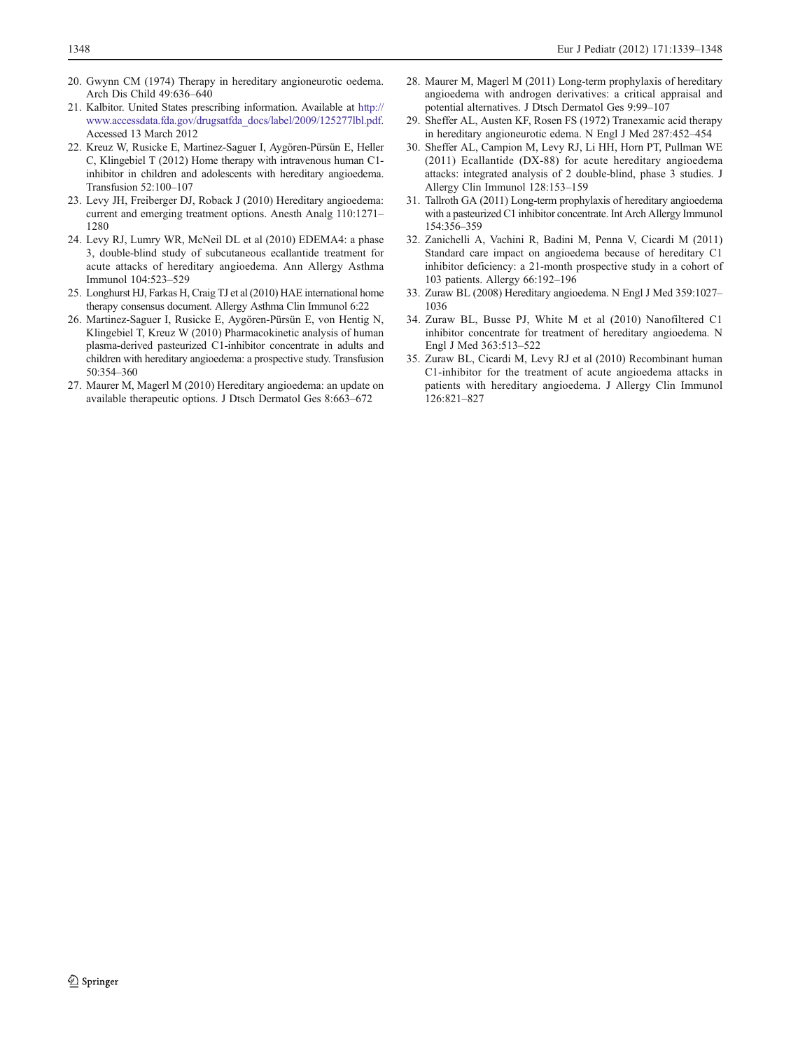20. Gwynn CM (1974) Therapy in hereditary angioneurotic oedema. Arch Dis Child 49:636–640
21. Kalbitor. United States prescribing information. Available at http://www.accessdata.fda.gov/drugsatfda_docs/label/2009/125277lbl.pdf. Accessed 13 March 2012
22. Kreuz W, Rusicke E, Martinez-Saguer I, Aygören-Pürsün E, Heller C, Klingebiel T (2012) Home therapy with intravenous human C1-inhibitor in children and adolescents with hereditary angioedema. Transfusion 52:100–107
23. Levy JH, Freiberger DJ, Roback J (2010) Hereditary angioedema: current and emerging treatment options. Anesth Analg 110:1271–1280
24. Levy RJ, Lumry WR, McNeil DL et al (2010) EDEMA4: a phase 3, double-blind study of subcutaneous ecallantide treatment for acute attacks of hereditary angioedema. Ann Allergy Asthma Immunol 104:523–529
25. Longhurst HJ, Farkas H, Craig TJ et al (2010) HAE international home therapy consensus document. Allergy Asthma Clin Immunol 6:22
26. Martinez-Saguer I, Rusicke E, Aygören-Pürsün E, von Hentig N, Klingebiel T, Kreuz W (2010) Pharmacokinetic analysis of human plasma-derived pasteurized C1-inhibitor concentrate in adults and children with hereditary angioedema: a prospective study. Transfusion 50:354–360
27. Maurer M, Magerl M (2010) Hereditary angioedema: an update on available therapeutic options. J Dtsch Dermatol Ges 8:663–672
28. Maurer M, Magerl M (2011) Long-term prophylaxis of hereditary angioedema with androgen derivatives: a critical appraisal and potential alternatives. J Dtsch Dermatol Ges 9:99–107
29. Sheffer AL, Austen KF, Rosen FS (1972) Tranexamic acid therapy in hereditary angioneurotic edema. N Engl J Med 287:452–454
30. Sheffer AL, Campion M, Levy RJ, Li HH, Horn PT, Pullman WE (2011) Ecallantide (DX-88) for acute hereditary angioedema attacks: integrated analysis of 2 double-blind, phase 3 studies. J Allergy Clin Immunol 128:153–159
31. Tallroth GA (2011) Long-term prophylaxis of hereditary angioedema with a pasteurized C1 inhibitor concentrate. Int Arch Allergy Immunol 154:356–359
32. Zanichelli A, Vachini R, Badini M, Penna V, Cicardi M (2011) Standard care impact on angioedema because of hereditary C1 inhibitor deficiency: a 21-month prospective study in a cohort of 103 patients. Allergy 66:192–196
33. Zuraw BL (2008) Hereditary angioedema. N Engl J Med 359:1027–1036
34. Zuraw BL, Busse PJ, White M et al (2010) Nanofiltered C1 inhibitor concentrate for treatment of hereditary angioedema. N Engl J Med 363:513–522
35. Zuraw BL, Cicardi M, Levy RJ et al (2010) Recombinant human C1-inhibitor for the treatment of acute angioedema attacks in patients with hereditary angioedema. J Allergy Clin Immunol 126:821–827